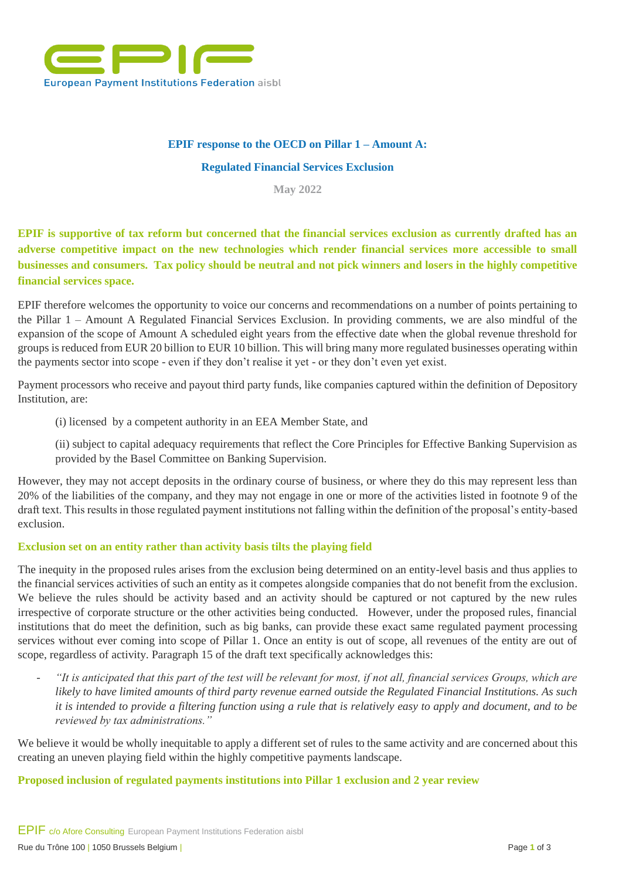European Payment Institutions Federation aisbl

**EPIF response to the OECD on Pillar 1 – Amount A:**

**Regulated Financial Services Exclusion**

**May 2022**

**EPIF is supportive of tax reform but concerned that the financial services exclusion as currently drafted has an adverse competitive impact on the new technologies which render financial services more accessible to small businesses and consumers. Tax policy should be neutral and not pick winners and losers in the highly competitive financial services space.**

EPIF therefore welcomes the opportunity to voice our concerns and recommendations on a number of points pertaining to the Pillar 1 – Amount A Regulated Financial Services Exclusion. In providing comments, we are also mindful of the expansion of the scope of Amount A scheduled eight years from the effective date when the global revenue threshold for groups is reduced from EUR 20 billion to EUR 10 billion. This will bring many more regulated businesses operating within the payments sector into scope - even if they don't realise it yet - or they don't even yet exist.

Payment processors who receive and payout third party funds, like companies captured within the definition of Depository Institution, are:

(i) licensed by a competent authority in an EEA Member State, and

(ii) subject to capital adequacy requirements that reflect the Core Principles for Effective Banking Supervision as provided by the Basel Committee on Banking Supervision.

However, they may not accept deposits in the ordinary course of business, or where they do this may represent less than 20% of the liabilities of the company, and they may not engage in one or more of the activities listed in footnote 9 of the draft text. This results in those regulated payment institutions not falling within the definition of the proposal's entity-based exclusion.

### Exclusion set on an entity rather than activity basis tilts the playing field

The inequity in the proposed rules arises from the exclusion being determined on an entity-level basis and thus applies to the financial services activities of such an entity as it competes alongside companies that do not benefit from the exclusion. We believe the rules should be activity based and an activity should be captured or not captured by the new rules irrespective of corporate structure or the other activities being conducted. However, under the proposed rules, financial institutions that do meet the definition, such as big banks, can provide these exact same regulated payment processing services without ever coming into scope of Pillar 1. Once an entity is out of scope, all revenues of the entity are out of scope, regardless of activity. Paragraph 15 of the draft text specifically acknowledges this:

- *"It is anticipated that this part of the test will be relevant for most, if not all, financial services Groups, which are likely to have limited amounts of third party revenue earned outside the Regulated Financial Institutions. As such it is intended to provide a filtering function using a rule that is relatively easy to apply and document, and to be reviewed by tax administrations."*

We believe it would be wholly inequitable to apply a different set of rules to the same activity and are concerned about this creating an uneven playing field within the highly competitive payments landscape.

### Proposed inclusion of regulated payments institutions into Pillar 1 exclusion and 2 year review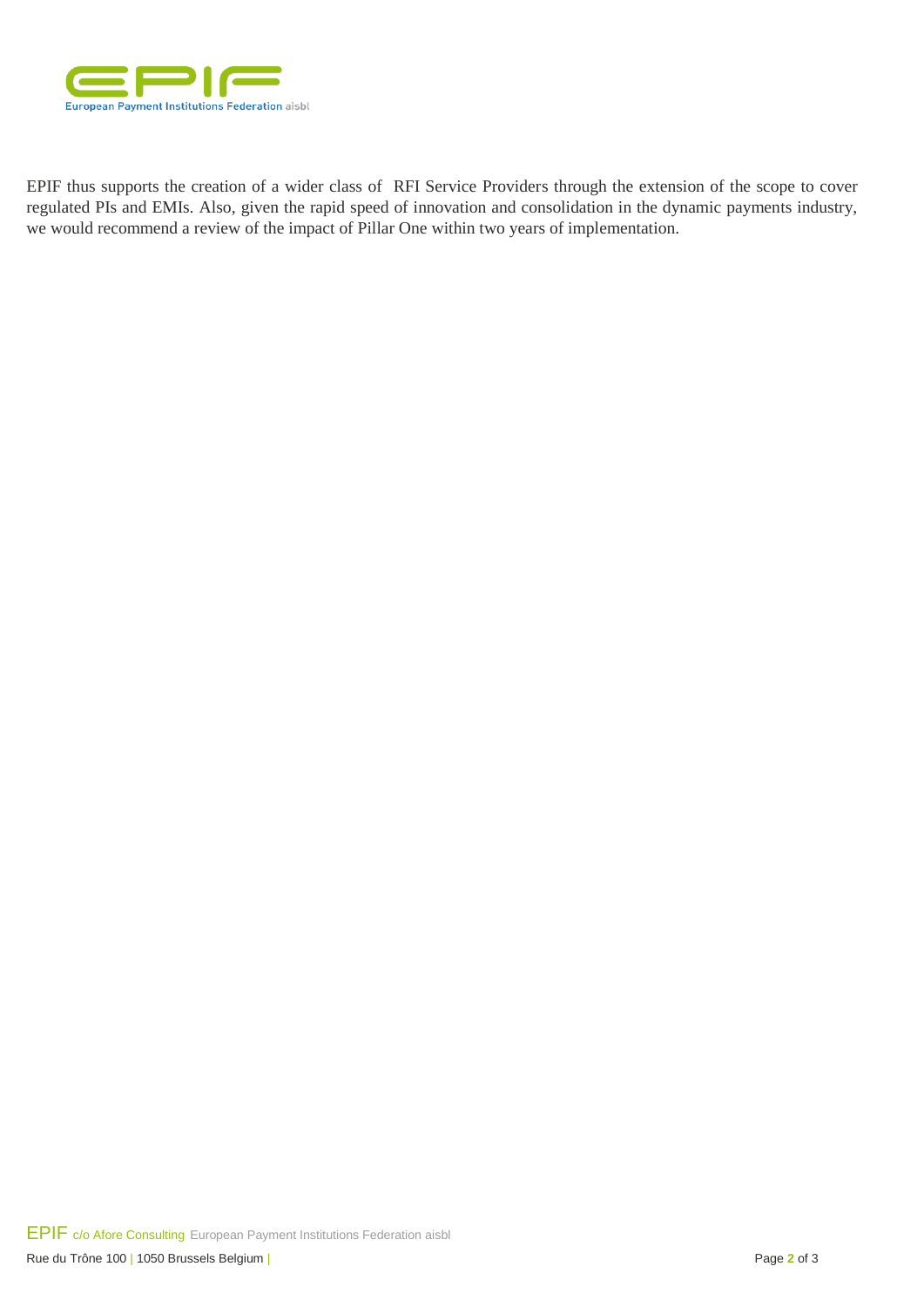EPIF thus supports the creation of a wider class of RFI Service Providers through the extension of the scope to cover regulated PIs and EMIs. Also, given the rapid speed of innovation and consolidation in the dynamic payments industry, we would recommend a review of the impact of Pillar One within two years of implementation.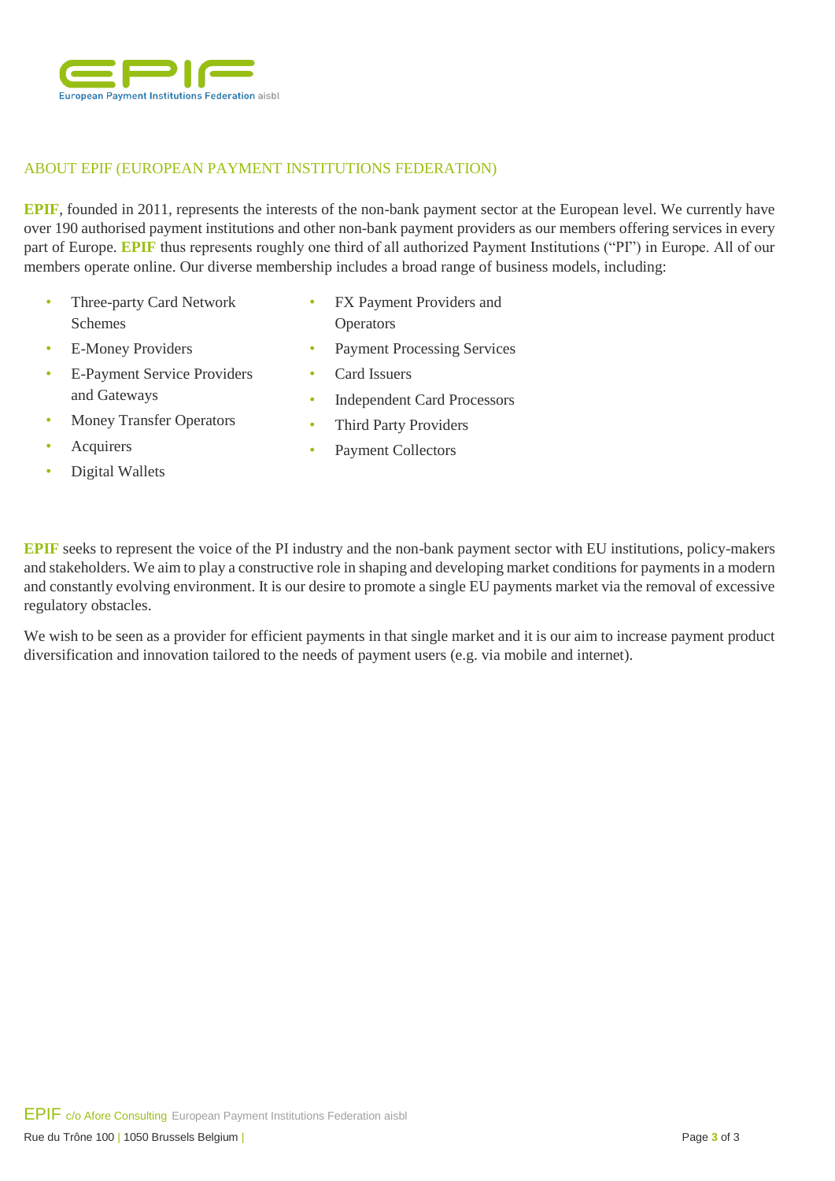## ABOUT EPIF (EUROPEAN PAYMENT INSTITUTIONS FEDERATION)

**EPIF**, founded in 2011, represents the interests of the non-bank payment sector at the European level. We currently have over 190 authorised payment institutions and other non-bank payment providers as our members offering services in every part of Europe. **EPIF** thus represents roughly one third of all authorized Payment Institutions ("PI") in Europe. All of our members operate online. Our diverse membership includes a broad range of business models, including:

- Three-party Card Network Schemes
- E-Money Providers
- E-Payment Service Providers and Gateways
- Money Transfer Operators
- Acquirers
- Digital Wallets
- FX Payment Providers and Operators
- Payment Processing Services
- Card Issuers
- Independent Card Processors
- Third Party Providers
- Payment Collectors

**EPIF** seeks to represent the voice of the PI industry and the non-bank payment sector with EU institutions, policy-makers and stakeholders. We aim to play a constructive role in shaping and developing market conditions for payments in a modern and constantly evolving environment. It is our desire to promote a single EU payments market via the removal of excessive regulatory obstacles.

We wish to be seen as a provider for efficient payments in that single market and it is our aim to increase payment product diversification and innovation tailored to the needs of payment users (e.g. via mobile and internet).

EPIF c/o Afore Consulting European Payment Institutions Federation aisbl
Rue du Trône 100 | 1050 Brussels Belgium |